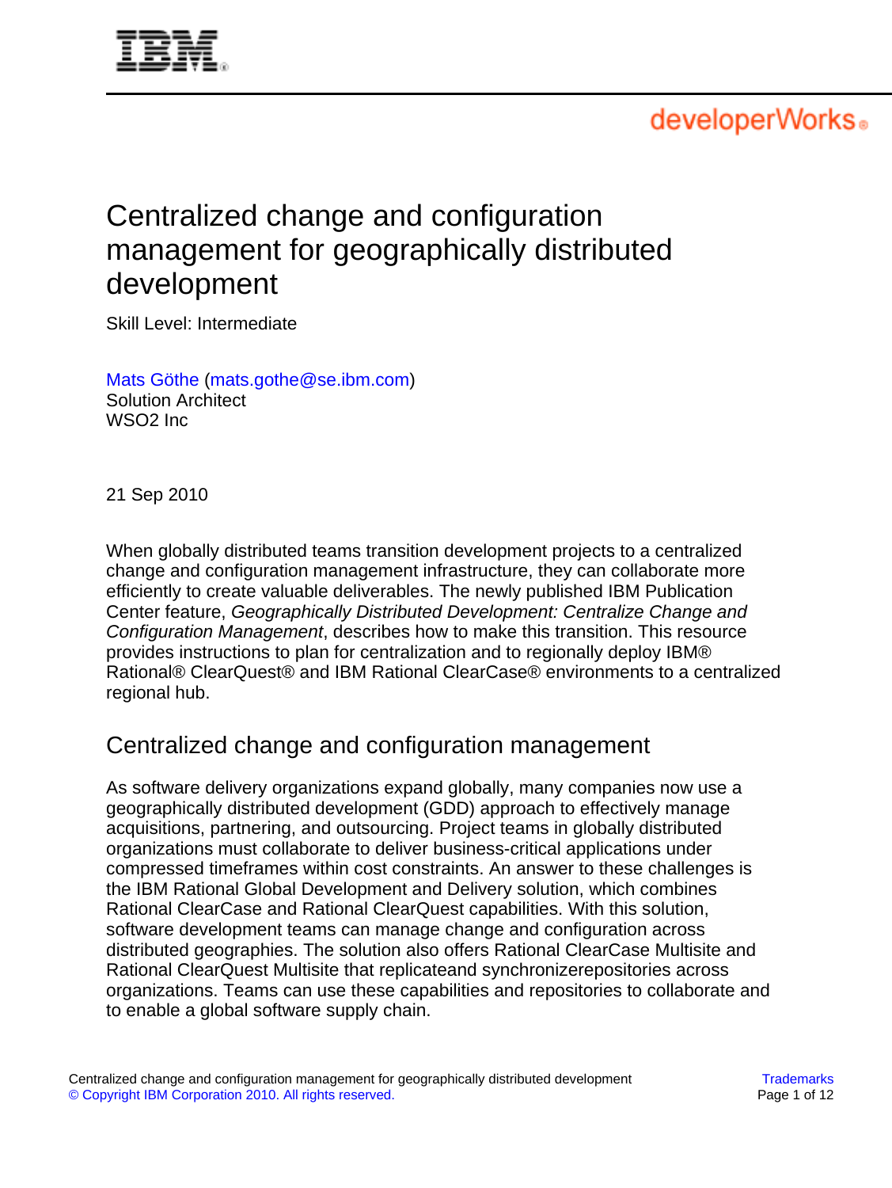# Centralized change and configuration management for geographically distributed development

Skill Level: Intermediate

Mats Göthe (mats.gothe@se.ibm.com)
Solution Architect
WSO2 Inc

21 Sep 2010

When globally distributed teams transition development projects to a centralized change and configuration management infrastructure, they can collaborate more efficiently to create valuable deliverables. The newly published IBM Publication Center feature, *Geographically Distributed Development: Centralize Change and Configuration Management*, describes how to make this transition. This resource provides instructions to plan for centralization and to regionally deploy IBM® Rational® ClearQuest® and IBM Rational ClearCase® environments to a centralized regional hub.

## Centralized change and configuration management

As software delivery organizations expand globally, many companies now use a geographically distributed development (GDD) approach to effectively manage acquisitions, partnering, and outsourcing. Project teams in globally distributed organizations must collaborate to deliver business-critical applications under compressed timeframes within cost constraints. An answer to these challenges is the IBM Rational Global Development and Delivery solution, which combines Rational ClearCase and Rational ClearQuest capabilities. With this solution, software development teams can manage change and configuration across distributed geographies. The solution also offers Rational ClearCase Multisite and Rational ClearQuest Multisite that replicateand synchronizerepositories across organizations. Teams can use these capabilities and repositories to collaborate and to enable a global software supply chain.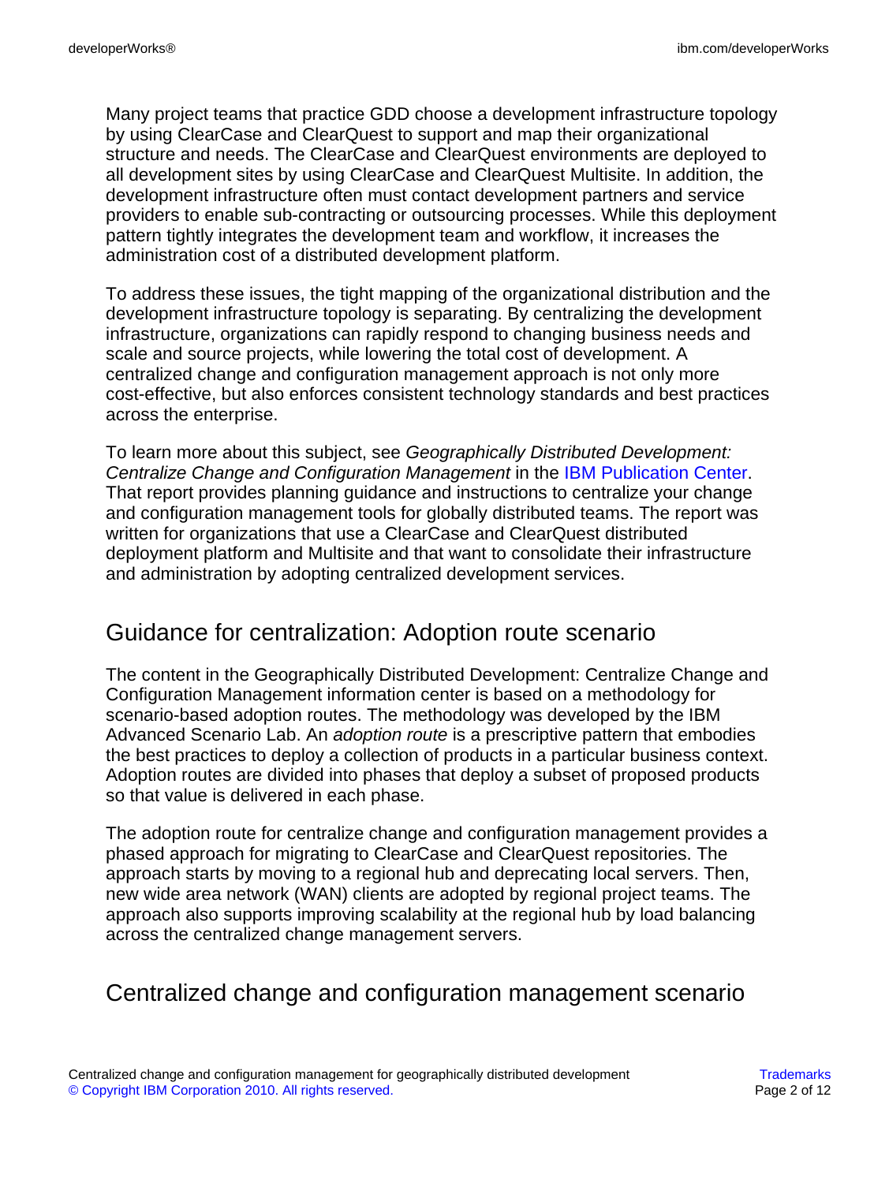Many project teams that practice GDD choose a development infrastructure topology by using ClearCase and ClearQuest to support and map their organizational structure and needs. The ClearCase and ClearQuest environments are deployed to all development sites by using ClearCase and ClearQuest Multisite. In addition, the development infrastructure often must contact development partners and service providers to enable sub-contracting or outsourcing processes. While this deployment pattern tightly integrates the development team and workflow, it increases the administration cost of a distributed development platform.

To address these issues, the tight mapping of the organizational distribution and the development infrastructure topology is separating. By centralizing the development infrastructure, organizations can rapidly respond to changing business needs and scale and source projects, while lowering the total cost of development. A centralized change and configuration management approach is not only more cost-effective, but also enforces consistent technology standards and best practices across the enterprise.

To learn more about this subject, see *Geographically Distributed Development: Centralize Change and Configuration Management* in the IBM Publication Center. That report provides planning guidance and instructions to centralize your change and configuration management tools for globally distributed teams. The report was written for organizations that use a ClearCase and ClearQuest distributed deployment platform and Multisite and that want to consolidate their infrastructure and administration by adopting centralized development services.

## Guidance for centralization: Adoption route scenario

The content in the Geographically Distributed Development: Centralize Change and Configuration Management information center is based on a methodology for scenario-based adoption routes. The methodology was developed by the IBM Advanced Scenario Lab. An *adoption route* is a prescriptive pattern that embodies the best practices to deploy a collection of products in a particular business context. Adoption routes are divided into phases that deploy a subset of proposed products so that value is delivered in each phase.

The adoption route for centralize change and configuration management provides a phased approach for migrating to ClearCase and ClearQuest repositories. The approach starts by moving to a regional hub and deprecating local servers. Then, new wide area network (WAN) clients are adopted by regional project teams. The approach also supports improving scalability at the regional hub by load balancing across the centralized change management servers.

## Centralized change and configuration management scenario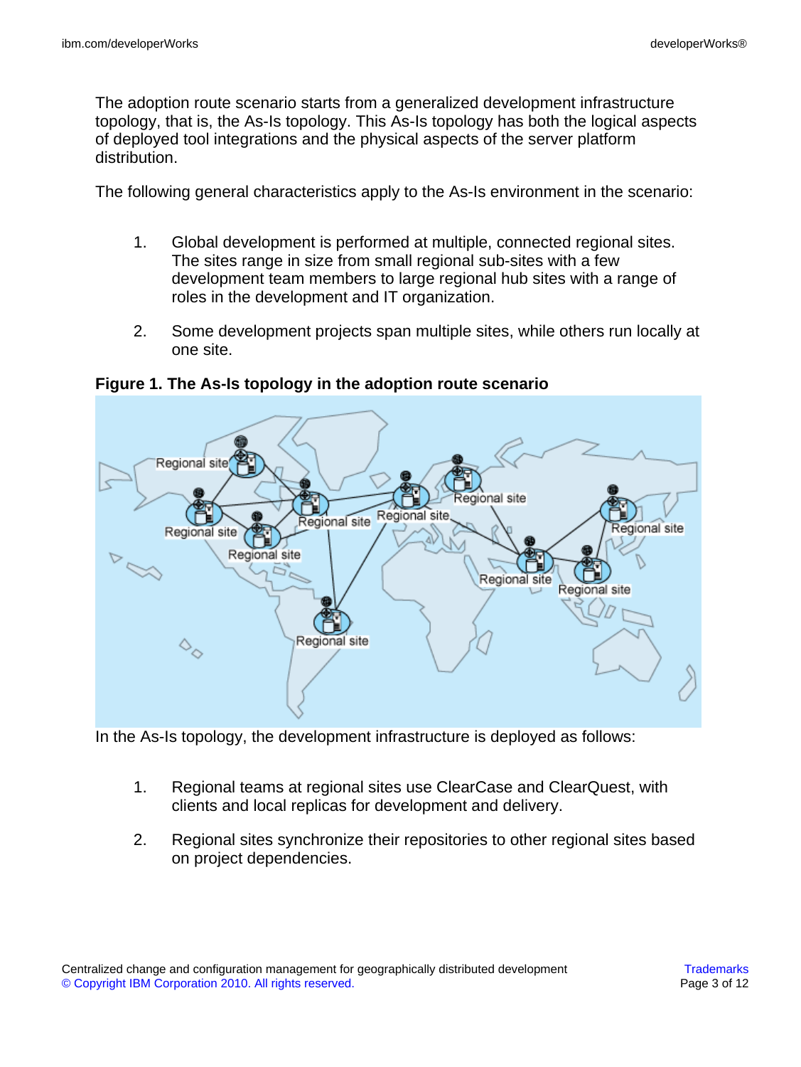The adoption route scenario starts from a generalized development infrastructure topology, that is, the As-Is topology. This As-Is topology has both the logical aspects of deployed tool integrations and the physical aspects of the server platform distribution.

The following general characteristics apply to the As-Is environment in the scenario:

1. Global development is performed at multiple, connected regional sites. The sites range in size from small regional sub-sites with a few development team members to large regional hub sites with a range of roles in the development and IT organization.

2. Some development projects span multiple sites, while others run locally at one site.

**Figure 1. The As-Is topology in the adoption route scenario**

In the As-Is topology, the development infrastructure is deployed as follows:

1. Regional teams at regional sites use ClearCase and ClearQuest, with clients and local replicas for development and delivery.

2. Regional sites synchronize their repositories to other regional sites based on project dependencies.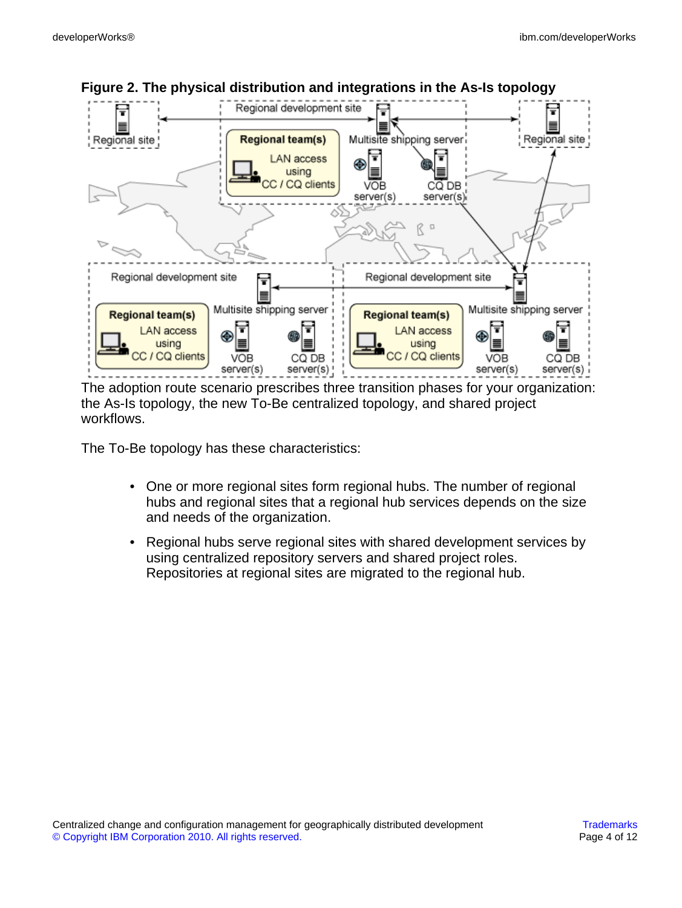**Figure 2. The physical distribution and integrations in the As-Is topology**

The adoption route scenario prescribes three transition phases for your organization: the As-Is topology, the new To-Be centralized topology, and shared project workflows.

The To-Be topology has these characteristics:

- One or more regional sites form regional hubs. The number of regional hubs and regional sites that a regional hub services depends on the size and needs of the organization.
- Regional hubs serve regional sites with shared development services by using centralized repository servers and shared project roles. Repositories at regional sites are migrated to the regional hub.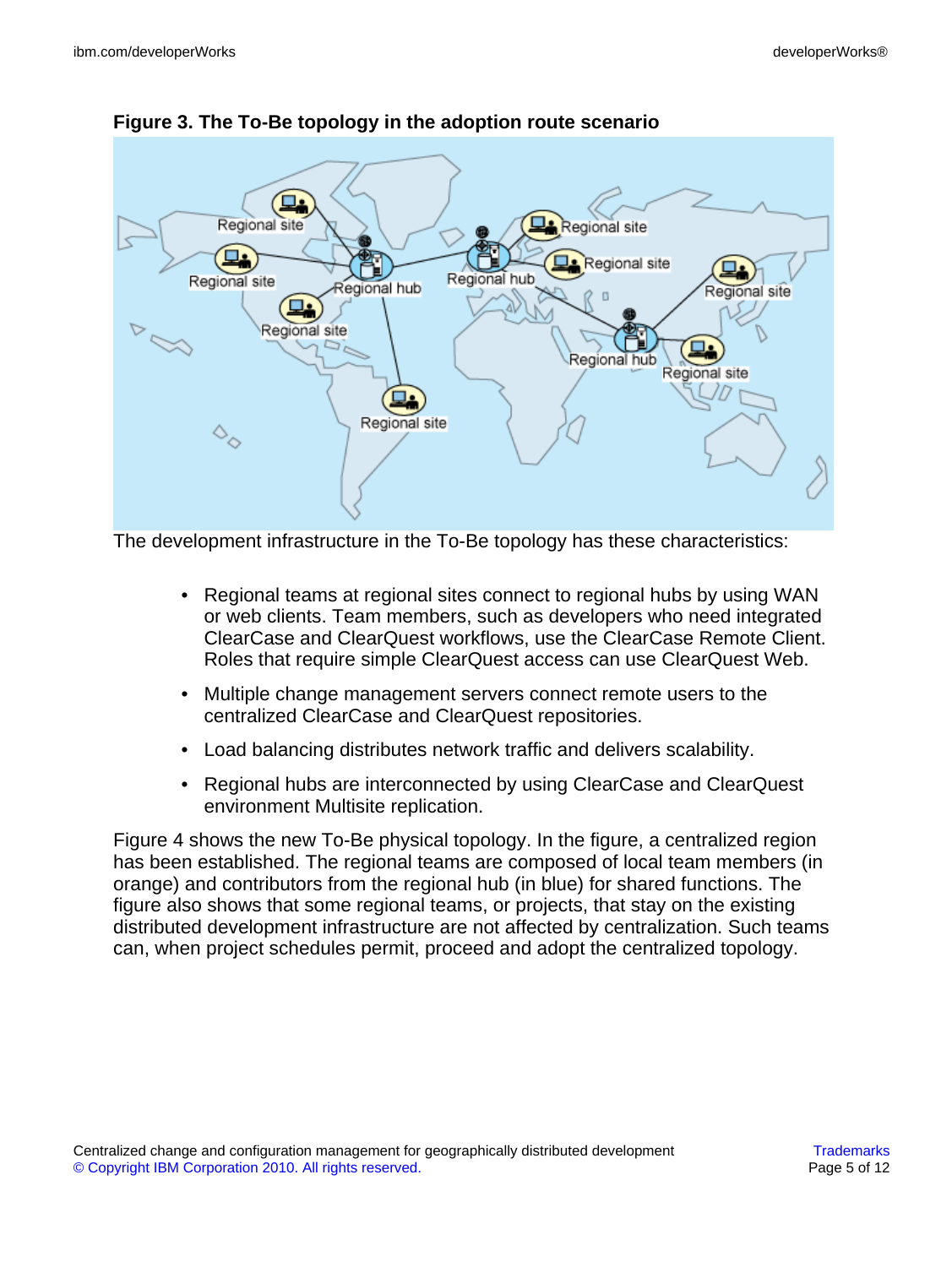**Figure 3. The To-Be topology in the adoption route scenario**

The development infrastructure in the To-Be topology has these characteristics:

- Regional teams at regional sites connect to regional hubs by using WAN or web clients. Team members, such as developers who need integrated ClearCase and ClearQuest workflows, use the ClearCase Remote Client. Roles that require simple ClearQuest access can use ClearQuest Web.
- Multiple change management servers connect remote users to the centralized ClearCase and ClearQuest repositories.
- Load balancing distributes network traffic and delivers scalability.
- Regional hubs are interconnected by using ClearCase and ClearQuest environment Multisite replication.

Figure 4 shows the new To-Be physical topology. In the figure, a centralized region has been established. The regional teams are composed of local team members (in orange) and contributors from the regional hub (in blue) for shared functions. The figure also shows that some regional teams, or projects, that stay on the existing distributed development infrastructure are not affected by centralization. Such teams can, when project schedules permit, proceed and adopt the centralized topology.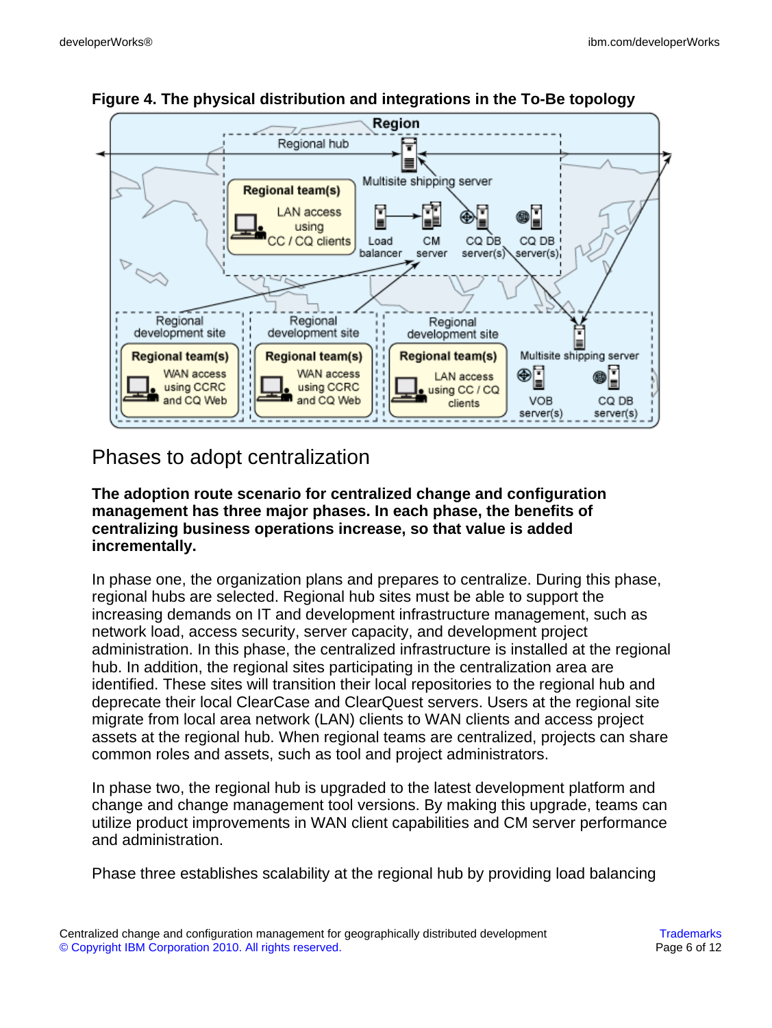**Figure 4. The physical distribution and integrations in the To-Be topology**

## Phases to adopt centralization

**The adoption route scenario for centralized change and configuration management has three major phases. In each phase, the benefits of centralizing business operations increase, so that value is added incrementally.**

In phase one, the organization plans and prepares to centralize. During this phase, regional hubs are selected. Regional hub sites must be able to support the increasing demands on IT and development infrastructure management, such as network load, access security, server capacity, and development project administration. In this phase, the centralized infrastructure is installed at the regional hub. In addition, the regional sites participating in the centralization area are identified. These sites will transition their local repositories to the regional hub and deprecate their local ClearCase and ClearQuest servers. Users at the regional site migrate from local area network (LAN) clients to WAN clients and access project assets at the regional hub. When regional teams are centralized, projects can share common roles and assets, such as tool and project administrators.

In phase two, the regional hub is upgraded to the latest development platform and change and change management tool versions. By making this upgrade, teams can utilize product improvements in WAN client capabilities and CM server performance and administration.

Phase three establishes scalability at the regional hub by providing load balancing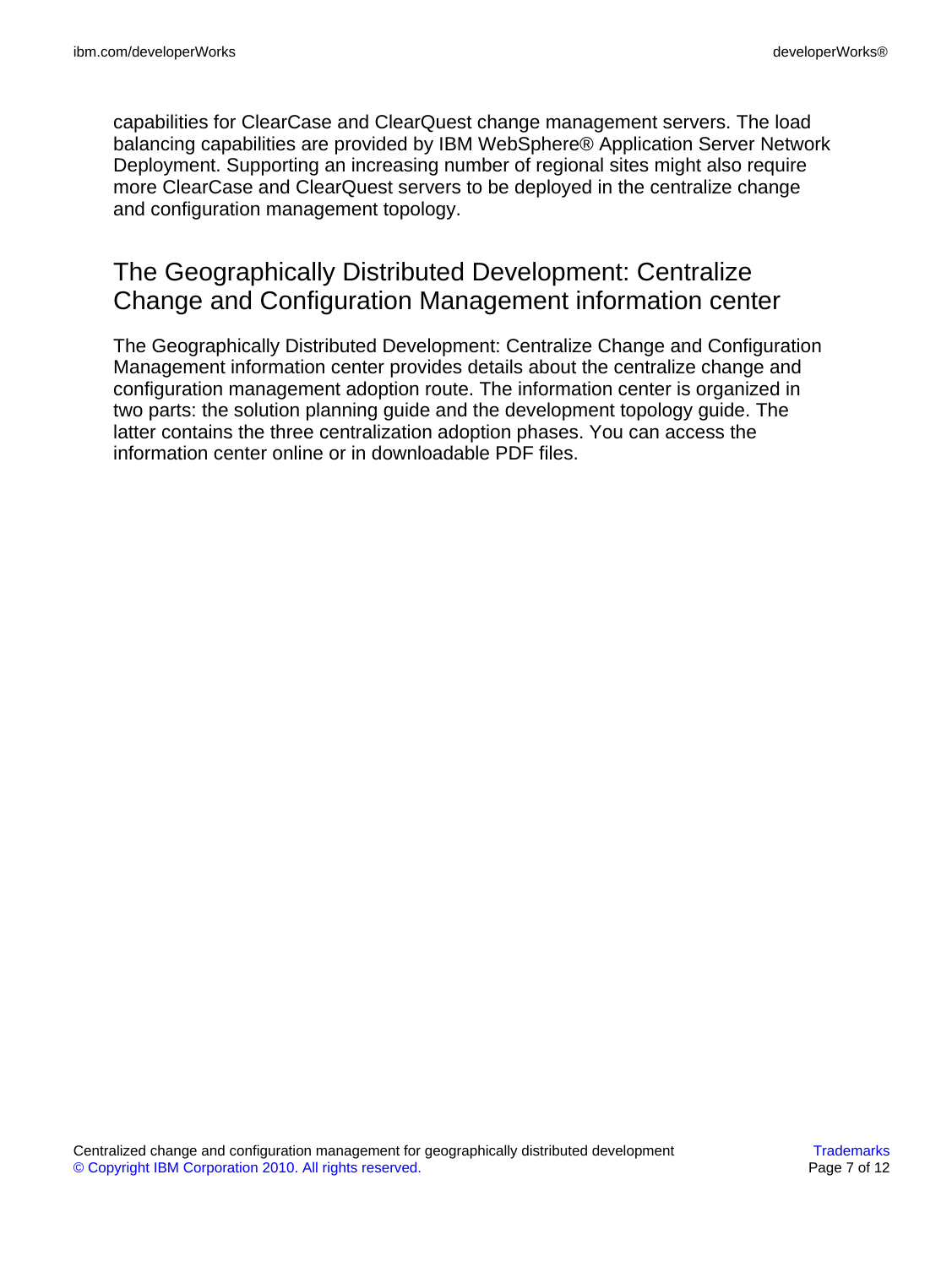capabilities for ClearCase and ClearQuest change management servers. The load balancing capabilities are provided by IBM WebSphere® Application Server Network Deployment. Supporting an increasing number of regional sites might also require more ClearCase and ClearQuest servers to be deployed in the centralize change and configuration management topology.

## The Geographically Distributed Development: Centralize Change and Configuration Management information center

The Geographically Distributed Development: Centralize Change and Configuration Management information center provides details about the centralize change and configuration management adoption route. The information center is organized in two parts: the solution planning guide and the development topology guide. The latter contains the three centralization adoption phases. You can access the information center online or in downloadable PDF files.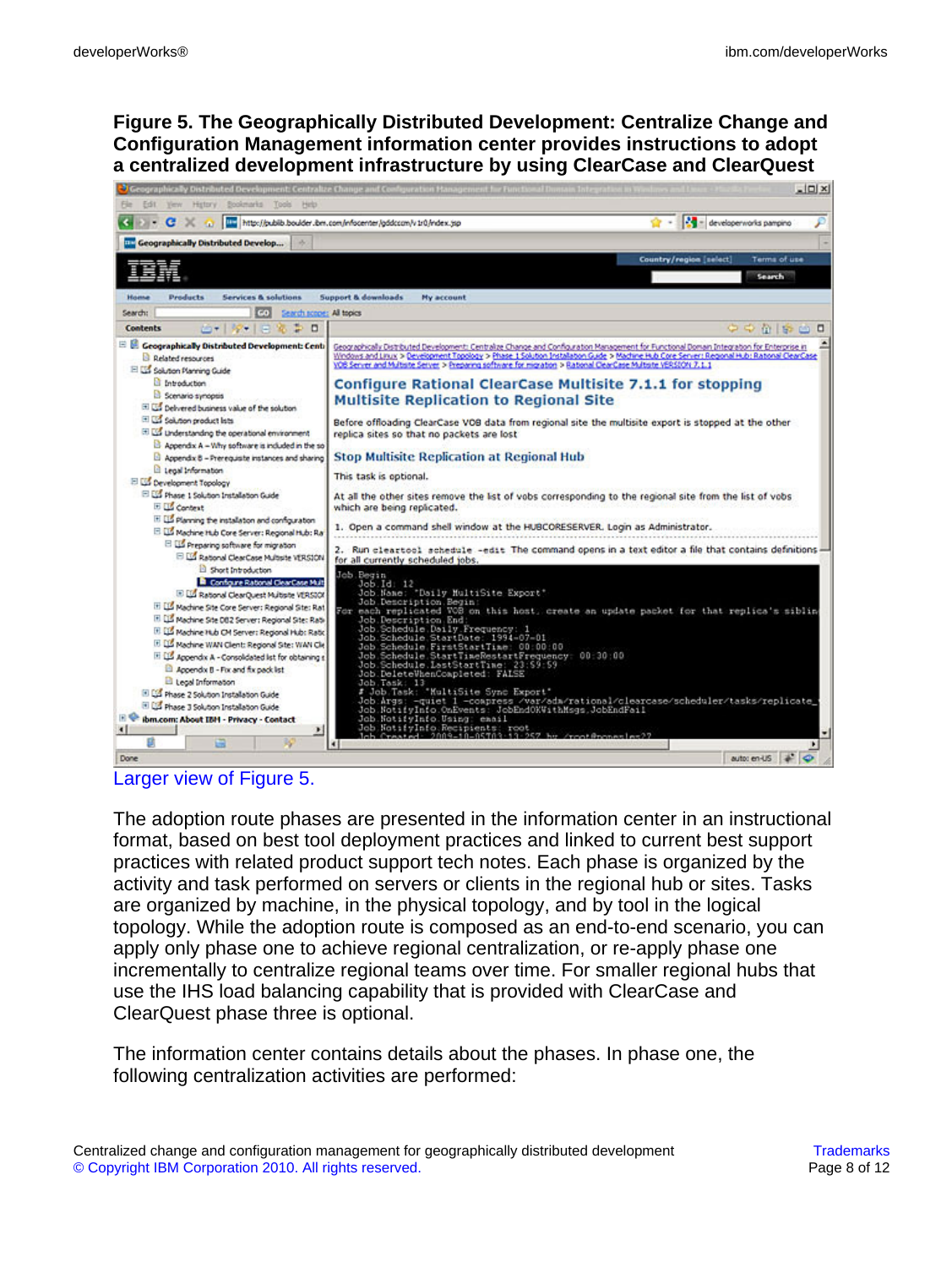**Figure 5. The Geographically Distributed Development: Centralize Change and Configuration Management information center provides instructions to adopt a centralized development infrastructure by using ClearCase and ClearQuest**

Larger view of Figure 5.

The adoption route phases are presented in the information center in an instructional format, based on best tool deployment practices and linked to current best support practices with related product support tech notes. Each phase is organized by the activity and task performed on servers or clients in the regional hub or sites. Tasks are organized by machine, in the physical topology, and by tool in the logical topology. While the adoption route is composed as an end-to-end scenario, you can apply only phase one to achieve regional centralization, or re-apply phase one incrementally to centralize regional teams over time. For smaller regional hubs that use the IHS load balancing capability that is provided with ClearCase and ClearQuest phase three is optional.

The information center contains details about the phases. In phase one, the following centralization activities are performed: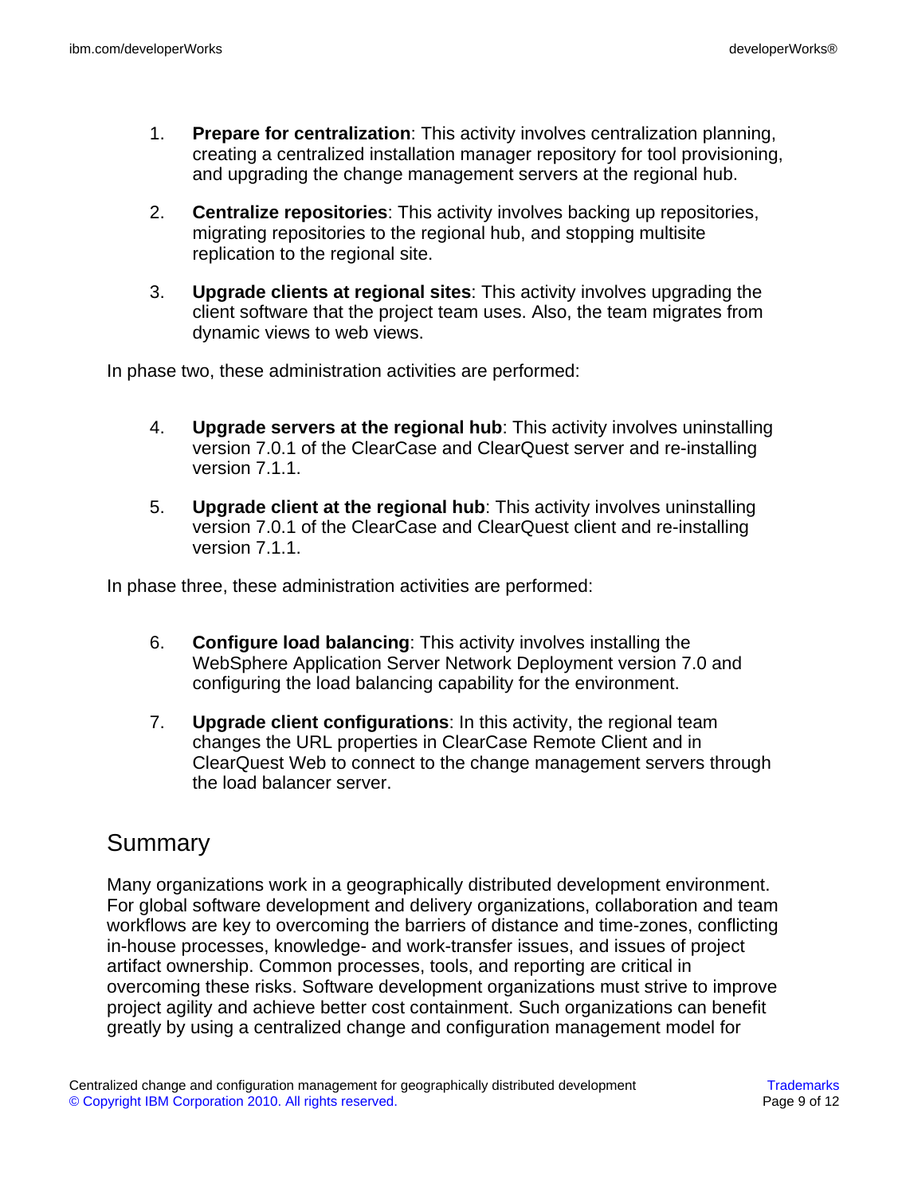1. **Prepare for centralization**: This activity involves centralization planning, creating a centralized installation manager repository for tool provisioning, and upgrading the change management servers at the regional hub.

2. **Centralize repositories**: This activity involves backing up repositories, migrating repositories to the regional hub, and stopping multisite replication to the regional site.

3. **Upgrade clients at regional sites**: This activity involves upgrading the client software that the project team uses. Also, the team migrates from dynamic views to web views.

In phase two, these administration activities are performed:

4. **Upgrade servers at the regional hub**: This activity involves uninstalling version 7.0.1 of the ClearCase and ClearQuest server and re-installing version 7.1.1.

5. **Upgrade client at the regional hub**: This activity involves uninstalling version 7.0.1 of the ClearCase and ClearQuest client and re-installing version 7.1.1.

In phase three, these administration activities are performed:

6. **Configure load balancing**: This activity involves installing the WebSphere Application Server Network Deployment version 7.0 and configuring the load balancing capability for the environment.

7. **Upgrade client configurations**: In this activity, the regional team changes the URL properties in ClearCase Remote Client and in ClearQuest Web to connect to the change management servers through the load balancer server.

## Summary

Many organizations work in a geographically distributed development environment. For global software development and delivery organizations, collaboration and team workflows are key to overcoming the barriers of distance and time-zones, conflicting in-house processes, knowledge- and work-transfer issues, and issues of project artifact ownership. Common processes, tools, and reporting are critical in overcoming these risks. Software development organizations must strive to improve project agility and achieve better cost containment. Such organizations can benefit greatly by using a centralized change and configuration management model for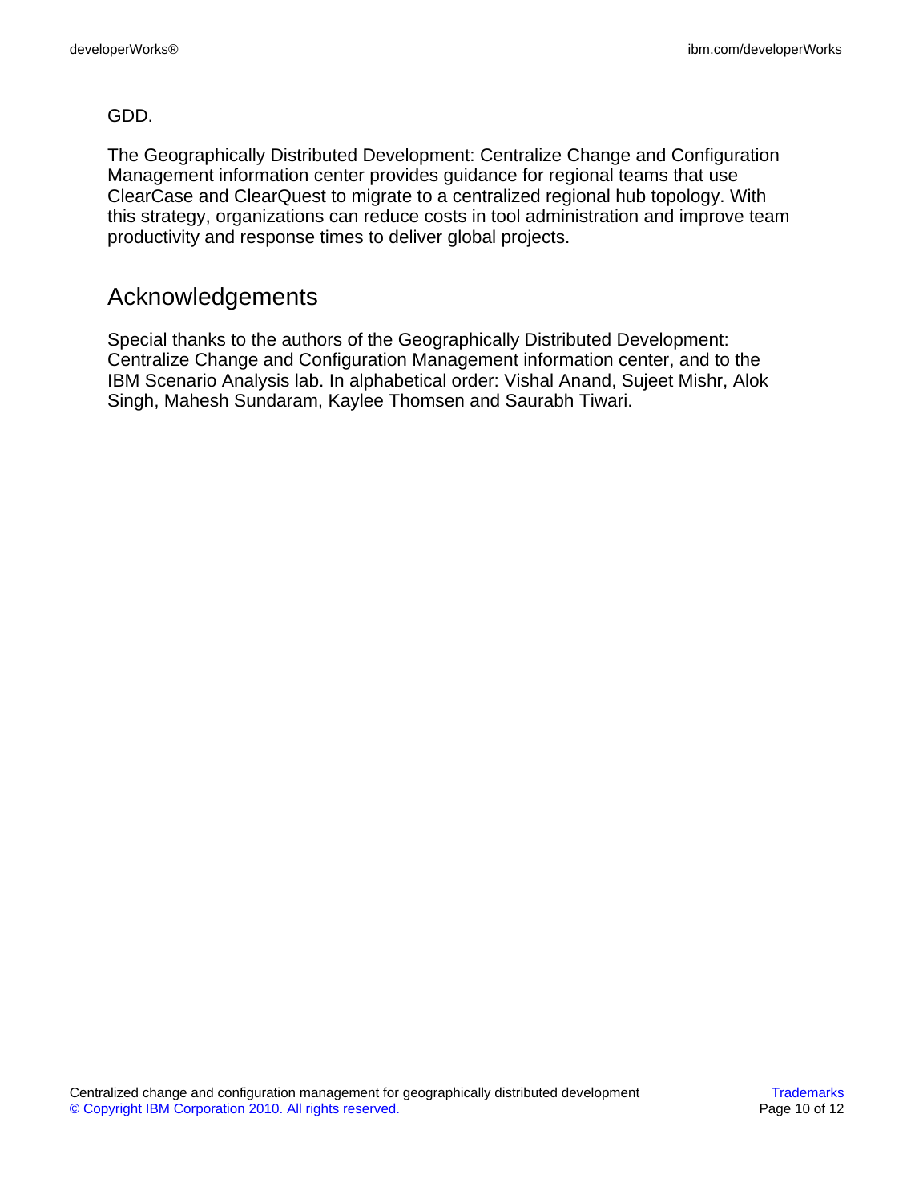GDD.

The Geographically Distributed Development: Centralize Change and Configuration Management information center provides guidance for regional teams that use ClearCase and ClearQuest to migrate to a centralized regional hub topology. With this strategy, organizations can reduce costs in tool administration and improve team productivity and response times to deliver global projects.

## Acknowledgements

Special thanks to the authors of the Geographically Distributed Development: Centralize Change and Configuration Management information center, and to the IBM Scenario Analysis lab. In alphabetical order: Vishal Anand, Sujeet Mishr, Alok Singh, Mahesh Sundaram, Kaylee Thomsen and Saurabh Tiwari.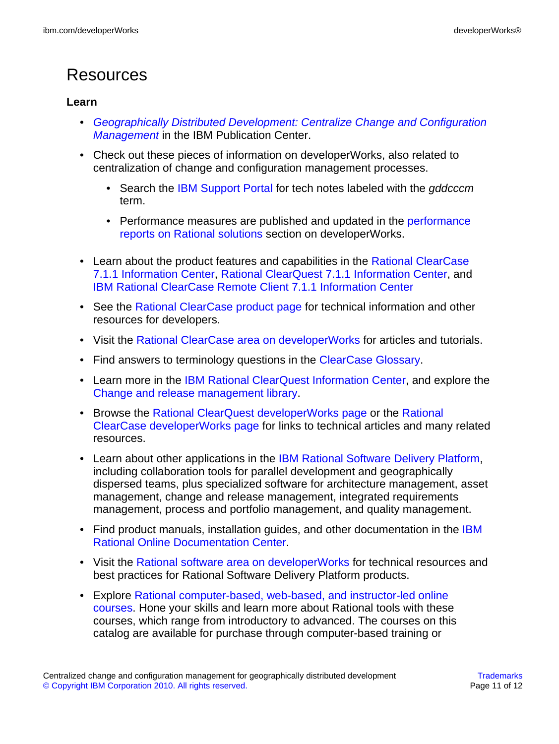# Resources

**Learn**

- *Geographically Distributed Development: Centralize Change and Configuration Management* in the IBM Publication Center.
- Check out these pieces of information on developerWorks, also related to centralization of change and configuration management processes.
  - Search the IBM Support Portal for tech notes labeled with the *gddcccm* term.
  - Performance measures are published and updated in the performance reports on Rational solutions section on developerWorks.
- Learn about the product features and capabilities in the Rational ClearCase 7.1.1 Information Center, Rational ClearQuest 7.1.1 Information Center, and IBM Rational ClearCase Remote Client 7.1.1 Information Center
- See the Rational ClearCase product page for technical information and other resources for developers.
- Visit the Rational ClearCase area on developerWorks for articles and tutorials.
- Find answers to terminology questions in the ClearCase Glossary.
- Learn more in the IBM Rational ClearQuest Information Center, and explore the Change and release management library.
- Browse the Rational ClearQuest developerWorks page or the Rational ClearCase developerWorks page for links to technical articles and many related resources.
- Learn about other applications in the IBM Rational Software Delivery Platform, including collaboration tools for parallel development and geographically dispersed teams, plus specialized software for architecture management, asset management, change and release management, integrated requirements management, process and portfolio management, and quality management.
- Find product manuals, installation guides, and other documentation in the IBM Rational Online Documentation Center.
- Visit the Rational software area on developerWorks for technical resources and best practices for Rational Software Delivery Platform products.
- Explore Rational computer-based, web-based, and instructor-led online courses. Hone your skills and learn more about Rational tools with these courses, which range from introductory to advanced. The courses on this catalog are available for purchase through computer-based training or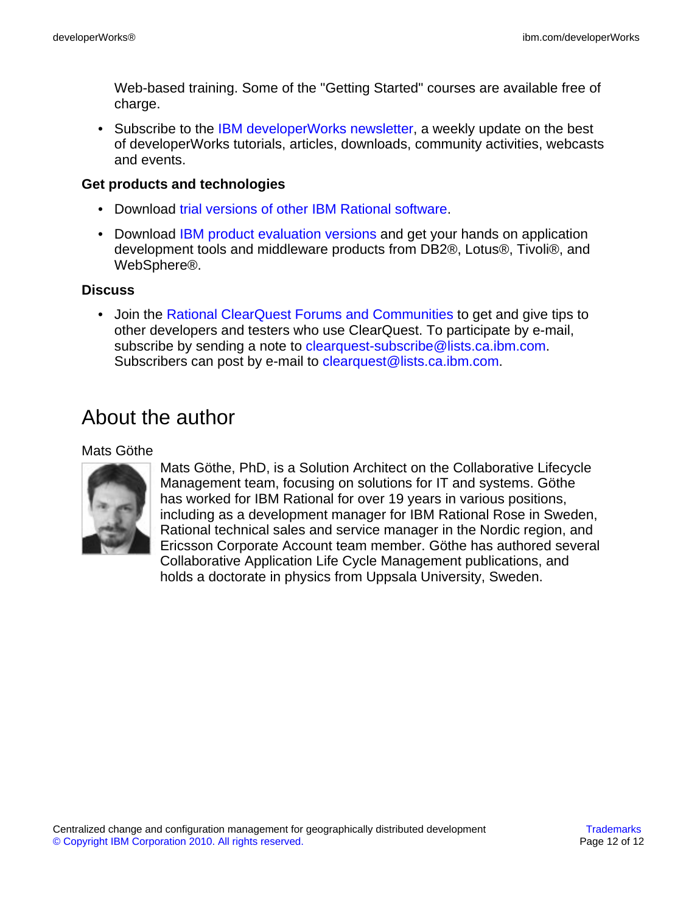Web-based training. Some of the "Getting Started" courses are available free of charge.

- Subscribe to the IBM developerWorks newsletter, a weekly update on the best of developerWorks tutorials, articles, downloads, community activities, webcasts and events.

### Get products and technologies

- Download trial versions of other IBM Rational software.
- Download IBM product evaluation versions and get your hands on application development tools and middleware products from DB2®, Lotus®, Tivoli®, and WebSphere®.

### Discuss

- Join the Rational ClearQuest Forums and Communities to get and give tips to other developers and testers who use ClearQuest. To participate by e-mail, subscribe by sending a note to clearquest-subscribe@lists.ca.ibm.com. Subscribers can post by e-mail to clearquest@lists.ca.ibm.com.

## About the author

Mats Göthe

Mats Göthe, PhD, is a Solution Architect on the Collaborative Lifecycle Management team, focusing on solutions for IT and systems. Göthe has worked for IBM Rational for over 19 years in various positions, including as a development manager for IBM Rational Rose in Sweden, Rational technical sales and service manager in the Nordic region, and Ericsson Corporate Account team member. Göthe has authored several Collaborative Application Life Cycle Management publications, and holds a doctorate in physics from Uppsala University, Sweden.